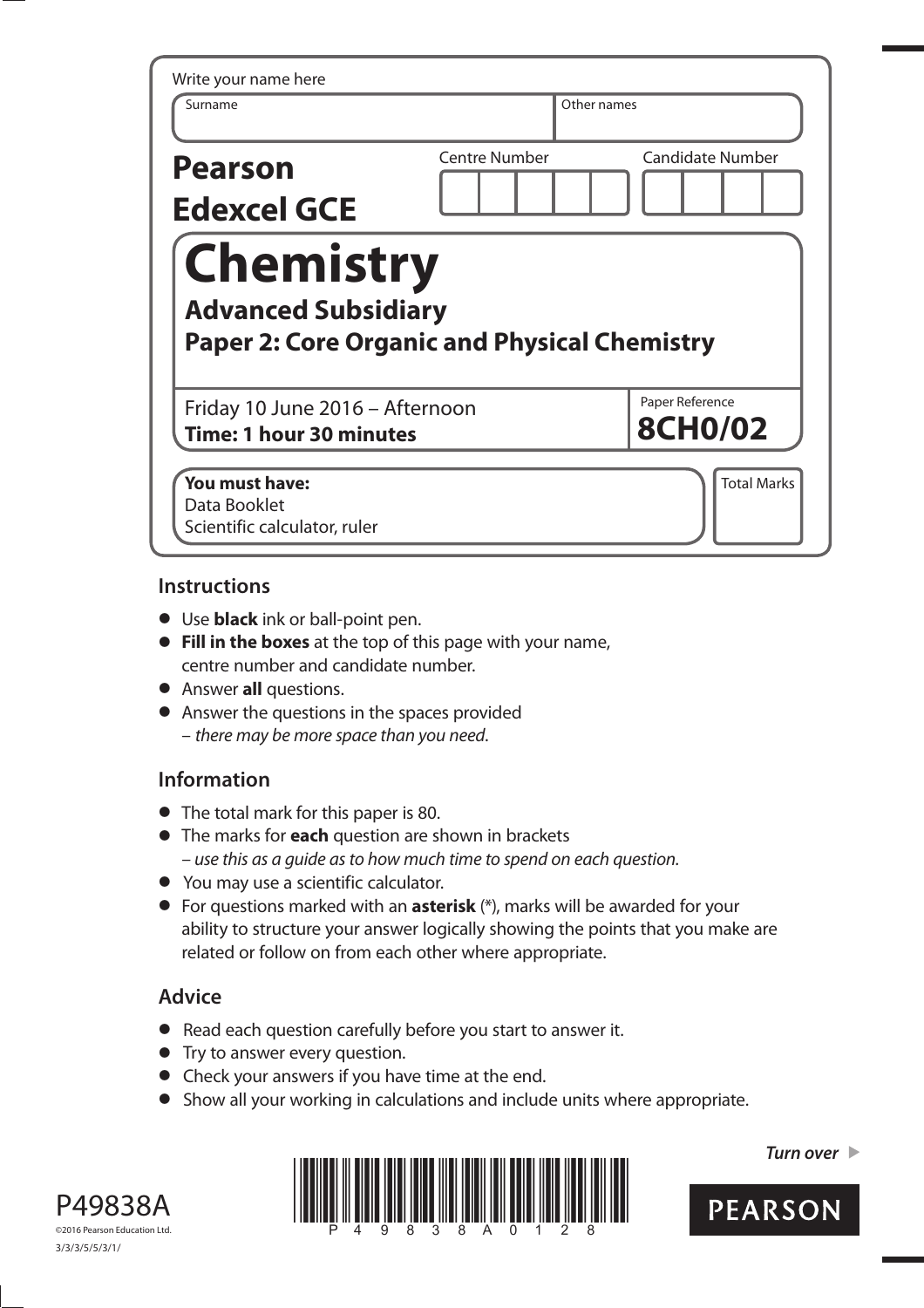Write your name here

| Surname | Other names |
|---|---|
| | |

**Pearson Edexcel GCE**

| Centre Number | Candidate Number |
|---|---|
| | |

# Chemistry

## Advanced Subsidiary

## Paper 2: Core Organic and Physical Chemistry

Friday 10 June 2016 – Afternoon
**Time: 1 hour 30 minutes**

Paper Reference **8CH0/02**

**You must have:**
Data Booklet
Scientific calculator, ruler

Total Marks

### Instructions

- Use **black** ink or ball-point pen.
- **Fill in the boxes** at the top of this page with your name, centre number and candidate number.
- Answer **all** questions.
- Answer the questions in the spaces provided – *there may be more space than you need*.

### Information

- The total mark for this paper is 80.
- The marks for **each** question are shown in brackets – *use this as a guide as to how much time to spend on each question.*
- You may use a scientific calculator.
- For questions marked with an **asterisk** (*), marks will be awarded for your ability to structure your answer logically showing the points that you make are related or follow on from each other where appropriate.

### Advice

- Read each question carefully before you start to answer it.
- Try to answer every question.
- Check your answers if you have time at the end.
- Show all your working in calculations and include units where appropriate.

P49838A
©2016 Pearson Education Ltd.
3/3/3/5/5/3/1/

*Turn over* ▶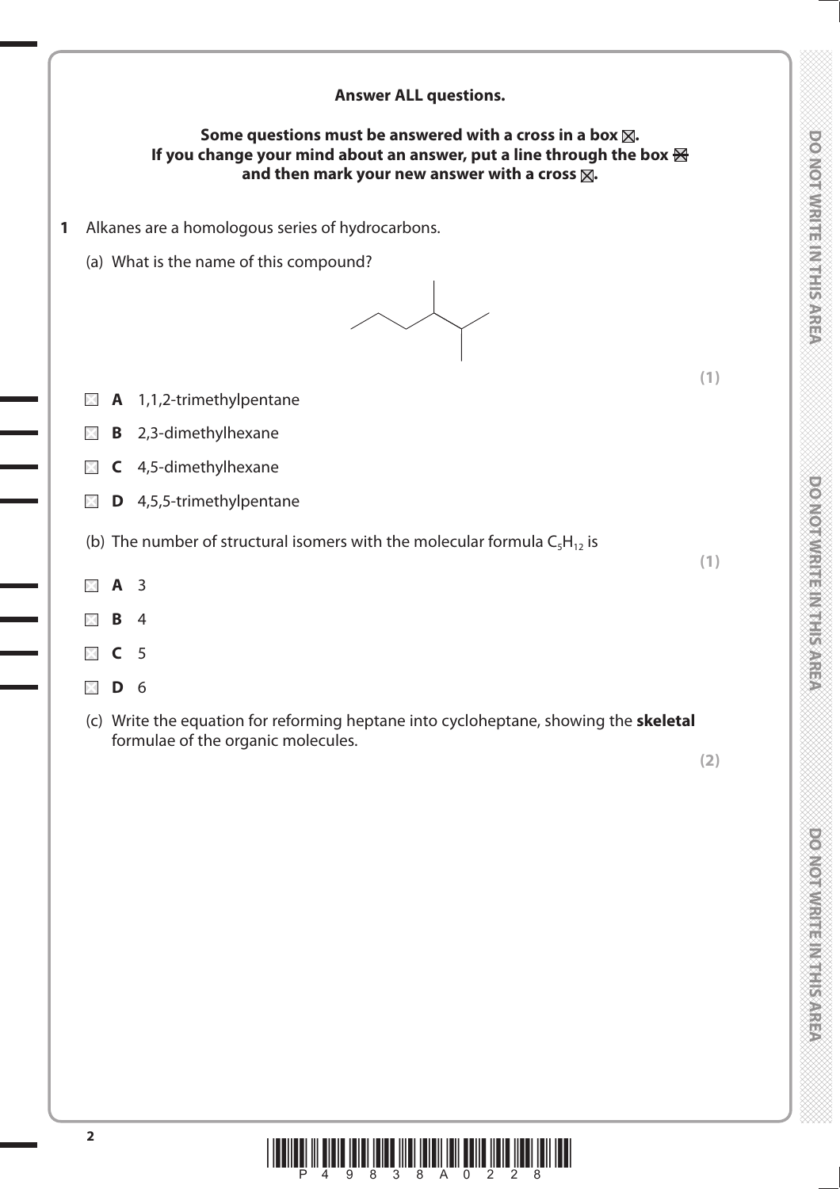**Answer ALL questions.**

**Some questions must be answered with a cross in a box ☒.**
**If you change your mind about an answer, put a line through the box ☒ and then mark your new answer with a cross ☒.**

**1** Alkanes are a homologous series of hydrocarbons.

(a) What is the name of this compound?

**(1)**

☐ **A** 1,1,2-trimethylpentane

☐ **B** 2,3-dimethylhexane

☐ **C** 4,5-dimethylhexane

☐ **D** 4,5,5-trimethylpentane

(b) The number of structural isomers with the molecular formula $C_5H_{12}$ is

**(1)**

☐ **A** 3

☐ **B** 4

☐ **C** 5

☐ **D** 6

(c) Write the equation for reforming heptane into cycloheptane, showing the **skeletal** formulae of the organic molecules.

**(2)**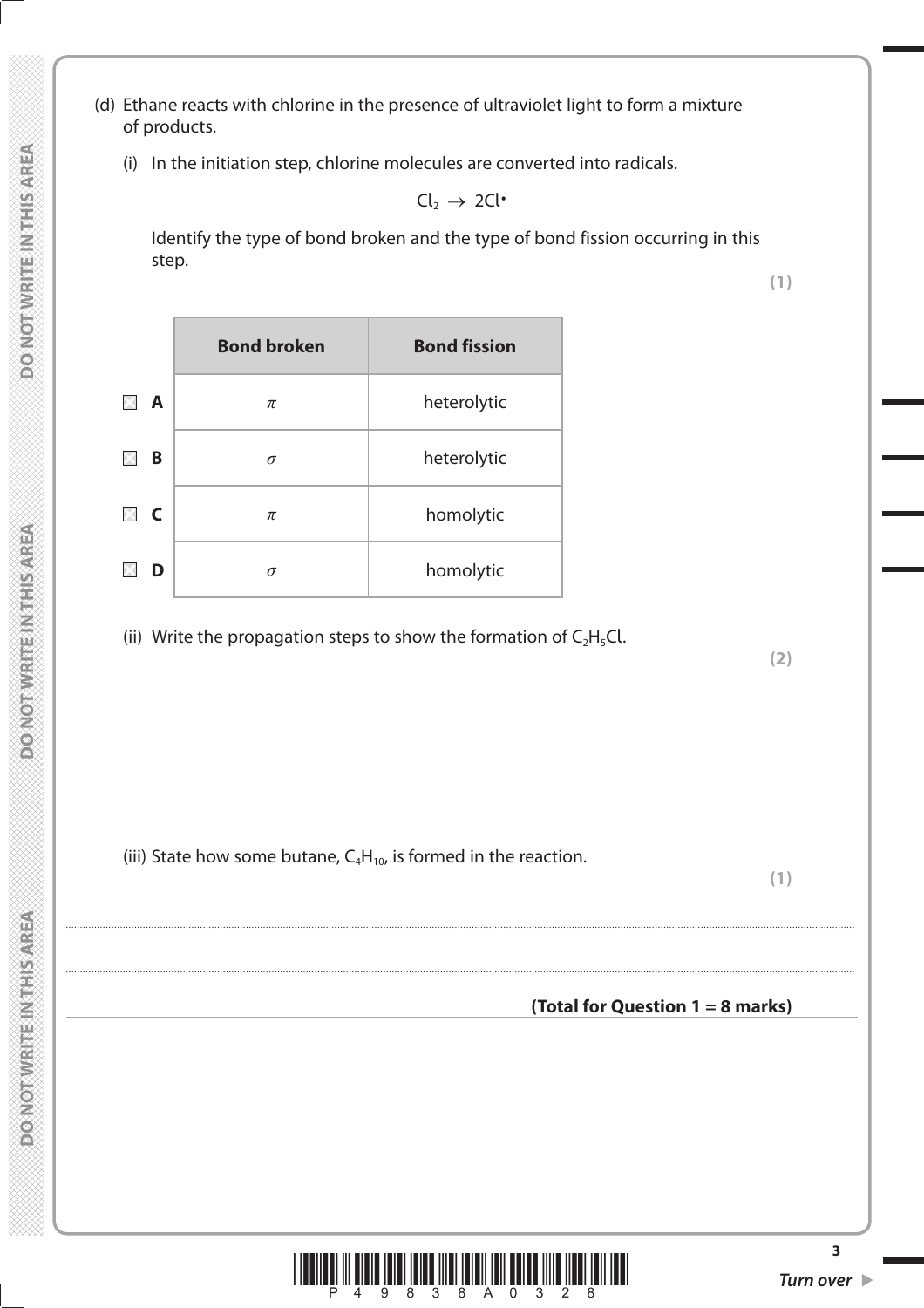(d) Ethane reacts with chlorine in the presence of ultraviolet light to form a mixture of products.

(i) In the initiation step, chlorine molecules are converted into radicals.

$$Cl_2 \rightarrow 2Cl^{\bullet}$$

Identify the type of bond broken and the type of bond fission occurring in this step.

**(1)**

| | Bond broken | Bond fission |
|---|---|---|
| ☒ **A** | $\pi$ | heterolytic |
| ☒ **B** | $\sigma$ | heterolytic |
| ☒ **C** | $\pi$ | homolytic |
| ☒ **D** | $\sigma$ | homolytic |

(ii) Write the propagation steps to show the formation of $C_2H_5Cl$.

**(2)**

(iii) State how some butane, $C_4H_{10}$, is formed in the reaction.

**(1)**

..................................................................................................................................................................................................

..................................................................................................................................................................................................

**(Total for Question 1 = 8 marks)**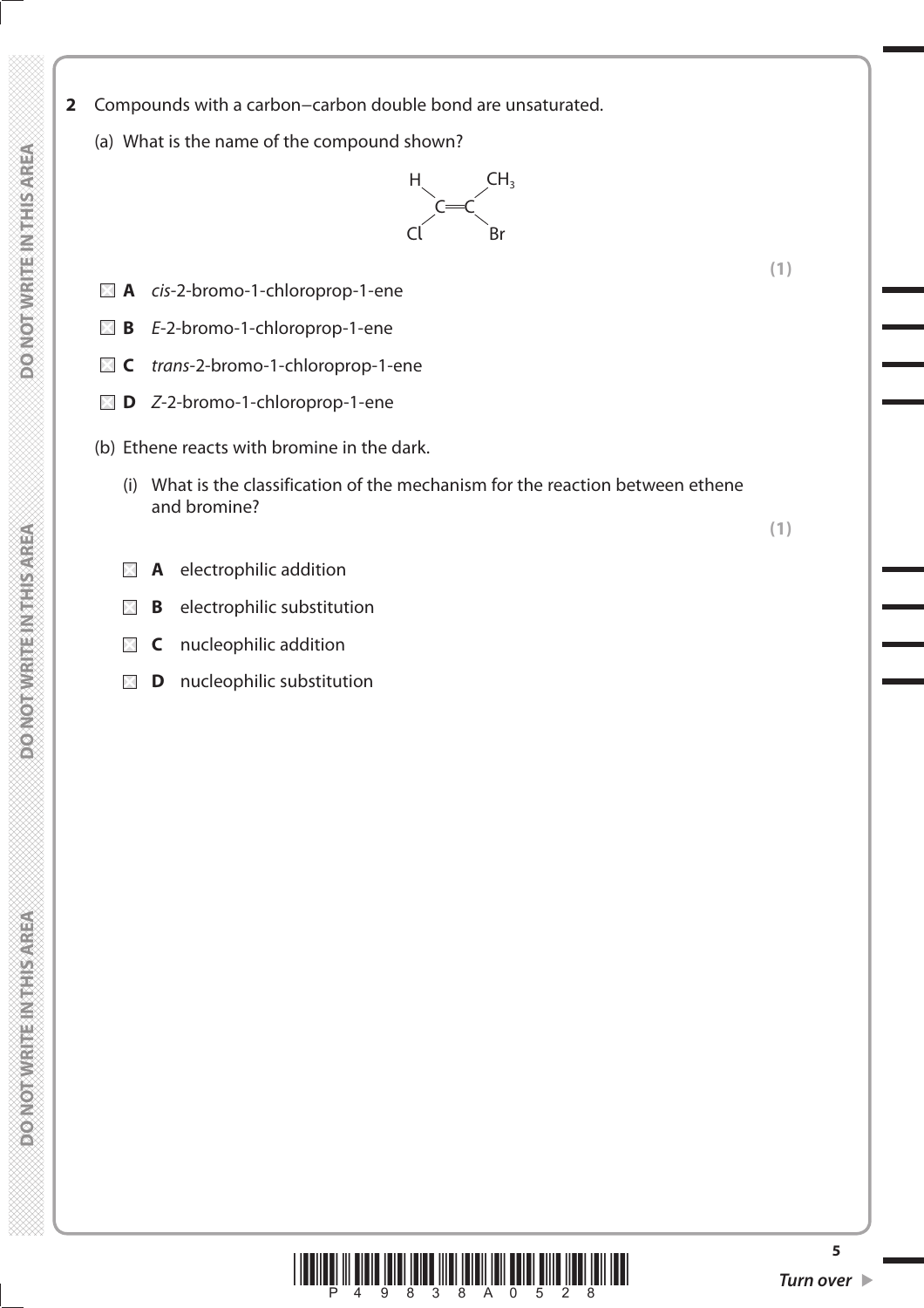**2** Compounds with a carbon–carbon double bond are unsaturated.

(a) What is the name of the compound shown?

$$\begin{array}{ccc} H & & CH_3 \\ & C{=}C & \\ Cl & & Br \end{array}$$

**(1)**

- ☒ **A** *cis*-2-bromo-1-chloroprop-1-ene
- ☒ **B** *E*-2-bromo-1-chloroprop-1-ene
- ☒ **C** *trans*-2-bromo-1-chloroprop-1-ene
- ☒ **D** *Z*-2-bromo-1-chloroprop-1-ene

(b) Ethene reacts with bromine in the dark.

(i) What is the classification of the mechanism for the reaction between ethene and bromine?

**(1)**

- ☒ **A** electrophilic addition
- ☒ **B** electrophilic substitution
- ☒ **C** nucleophilic addition
- ☒ **D** nucleophilic substitution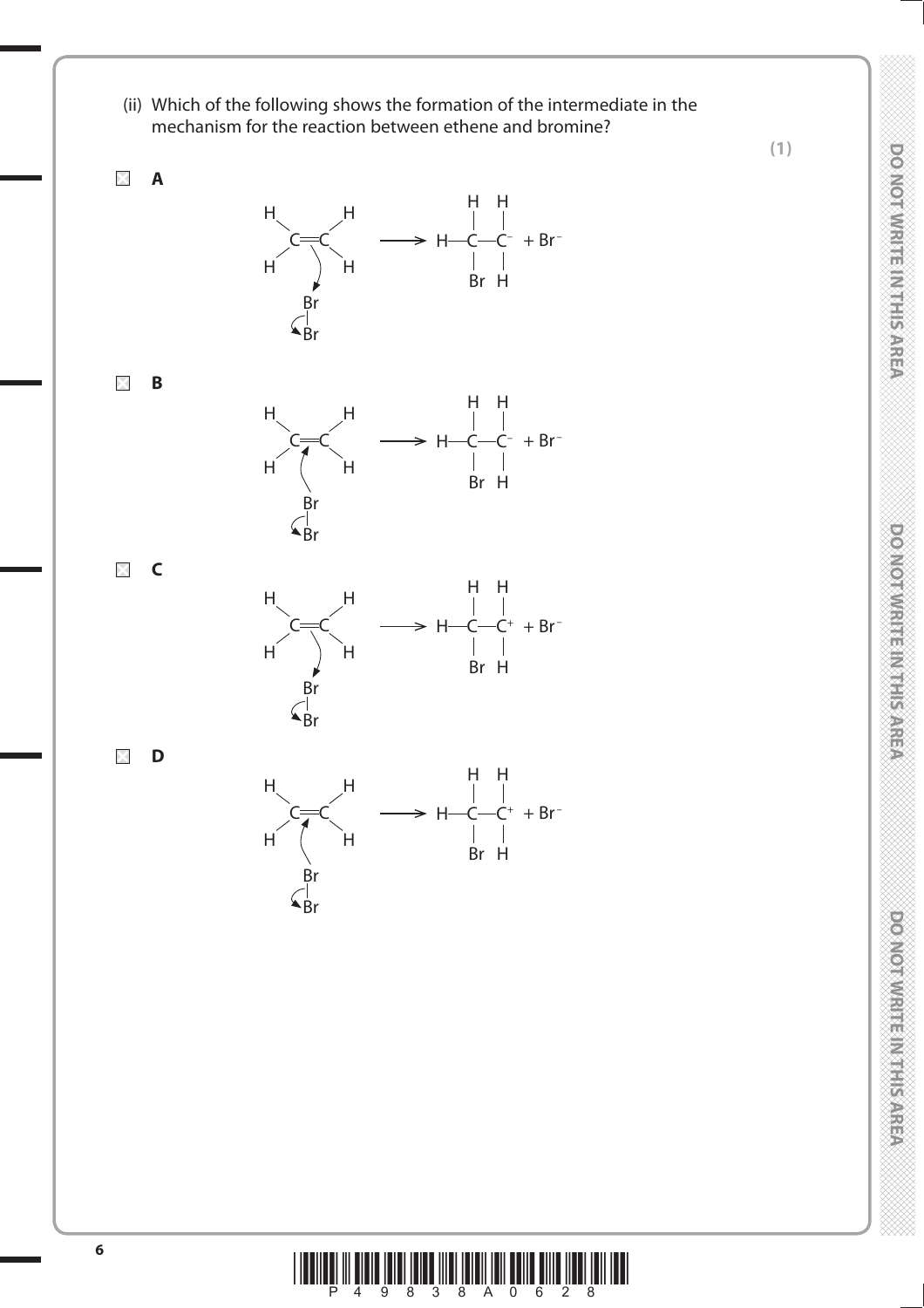(ii) Which of the following shows the formation of the intermediate in the mechanism for the reaction between ethene and bromine?

**(1)**

☐ **A**

$H_2C{=}CH_2$ (curly arrow from C=C bond towards Br; curly arrow from Br–Br bond to lower Br) $\longrightarrow$ $H{-}CH(Br){-}CH_2^{-}$ + $Br^-$

☐ **B**

$H_2C{=}CH_2$ (curly arrow from Br towards C=C bond; curly arrow from Br–Br bond to lower Br) $\longrightarrow$ $H{-}CH(Br){-}CH_2^{-}$ + $Br^-$

☐ **C**

$H_2C{=}CH_2$ (curly arrow from C=C bond towards Br; curly arrow from Br–Br bond to lower Br) $\longrightarrow$ $H{-}CH(Br){-}CH_2^{+}$ + $Br^-$

☐ **D**

$H_2C{=}CH_2$ (curly arrow from Br towards C=C bond; curly arrow from Br–Br bond to lower Br) $\longrightarrow$ $H{-}CH(Br){-}CH_2^{+}$ + $Br^-$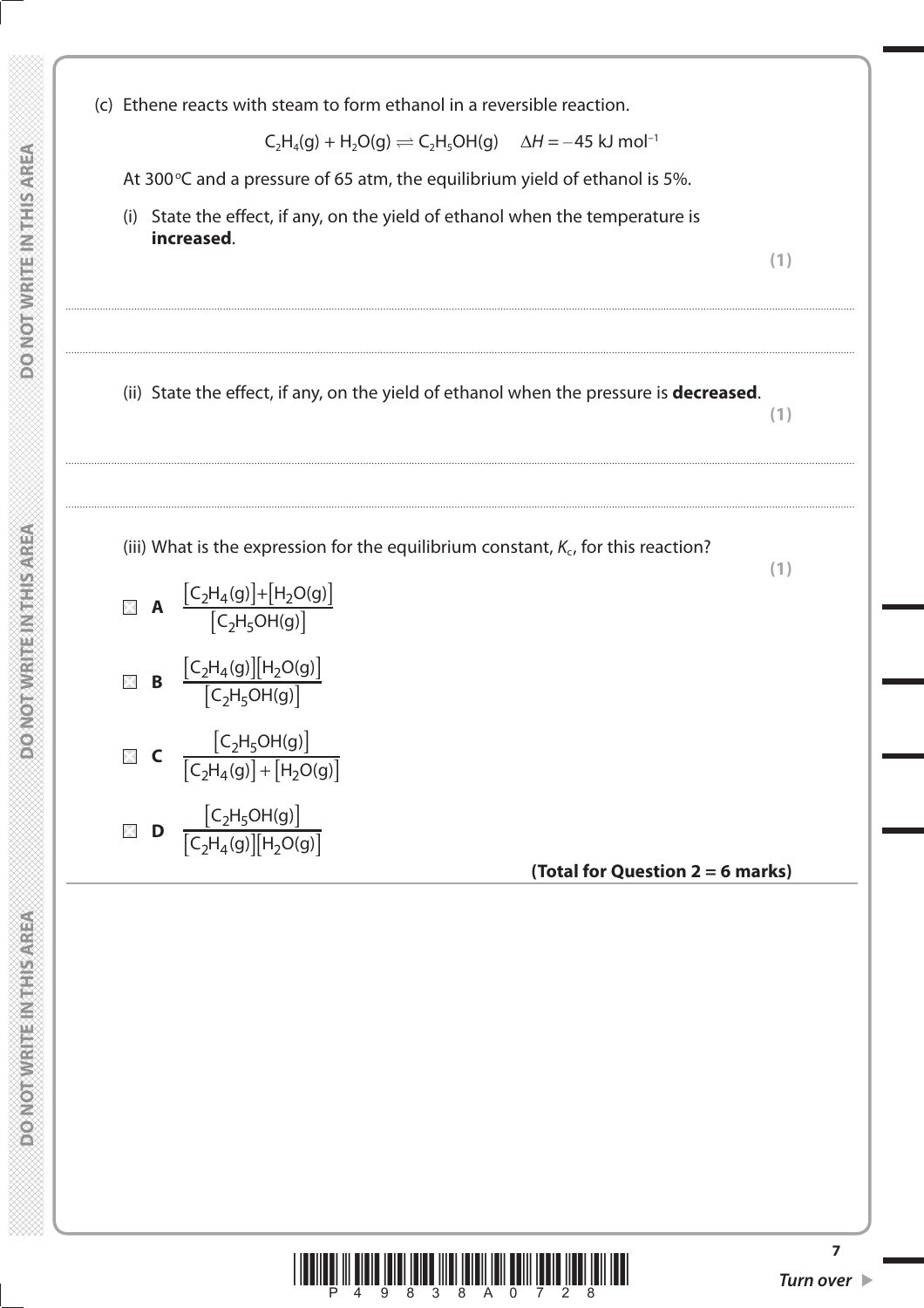(c) Ethene reacts with steam to form ethanol in a reversible reaction.

$$C_2H_4(g) + H_2O(g) \rightleftharpoons C_2H_5OH(g) \quad \Delta H = -45 \text{ kJ mol}^{-1}$$

At 300 °C and a pressure of 65 atm, the equilibrium yield of ethanol is 5%.

(i) State the effect, if any, on the yield of ethanol when the temperature is **increased**.

**(1)**

..............................................................................................................................................

..............................................................................................................................................

(ii) State the effect, if any, on the yield of ethanol when the pressure is **decreased**.

**(1)**

..............................................................................................................................................

..............................................................................................................................................

(iii) What is the expression for the equilibrium constant, $K_c$, for this reaction?

**(1)**

☐ **A** $\dfrac{[C_2H_4(g)]+[H_2O(g)]}{[C_2H_5OH(g)]}$

☐ **B** $\dfrac{[C_2H_4(g)][H_2O(g)]}{[C_2H_5OH(g)]}$

☐ **C** $\dfrac{[C_2H_5OH(g)]}{[C_2H_4(g)]+[H_2O(g)]}$

☐ **D** $\dfrac{[C_2H_5OH(g)]}{[C_2H_4(g)][H_2O(g)]}$

**(Total for Question 2 = 6 marks)**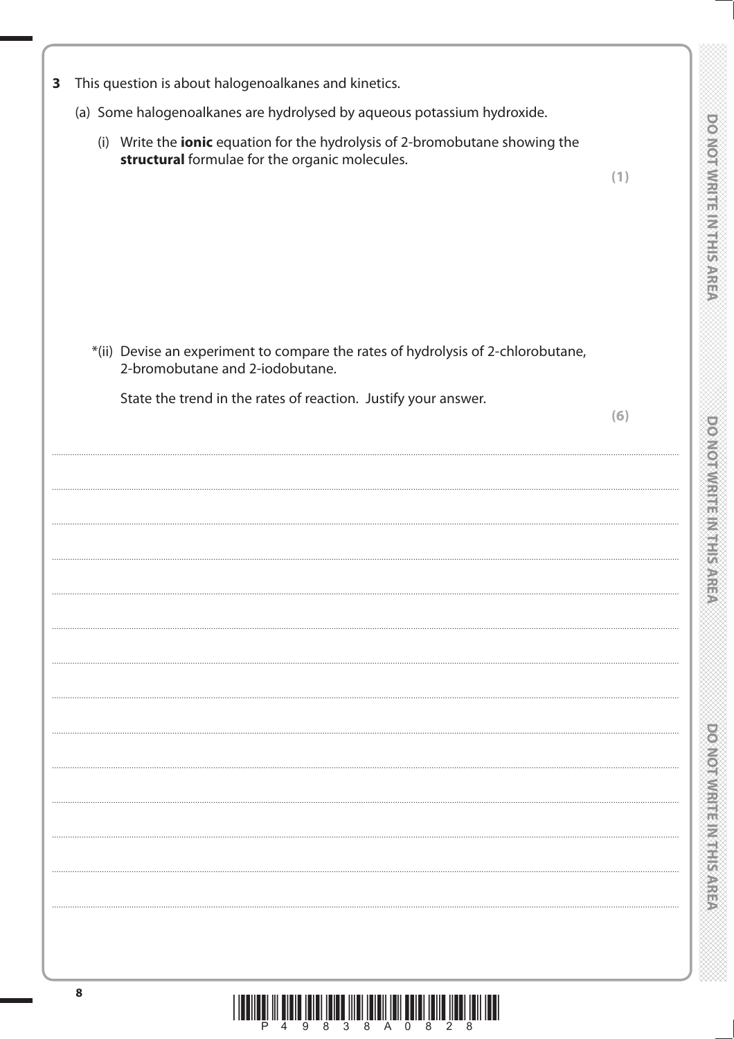**3** This question is about halogenoalkanes and kinetics.

(a) Some halogenoalkanes are hydrolysed by aqueous potassium hydroxide.

(i) Write the **ionic** equation for the hydrolysis of 2-bromobutane showing the **structural** formulae for the organic molecules.

**(1)**

*(ii) Devise an experiment to compare the rates of hydrolysis of 2-chlorobutane, 2-bromobutane and 2-iodobutane.

State the trend in the rates of reaction. Justify your answer.

**(6)**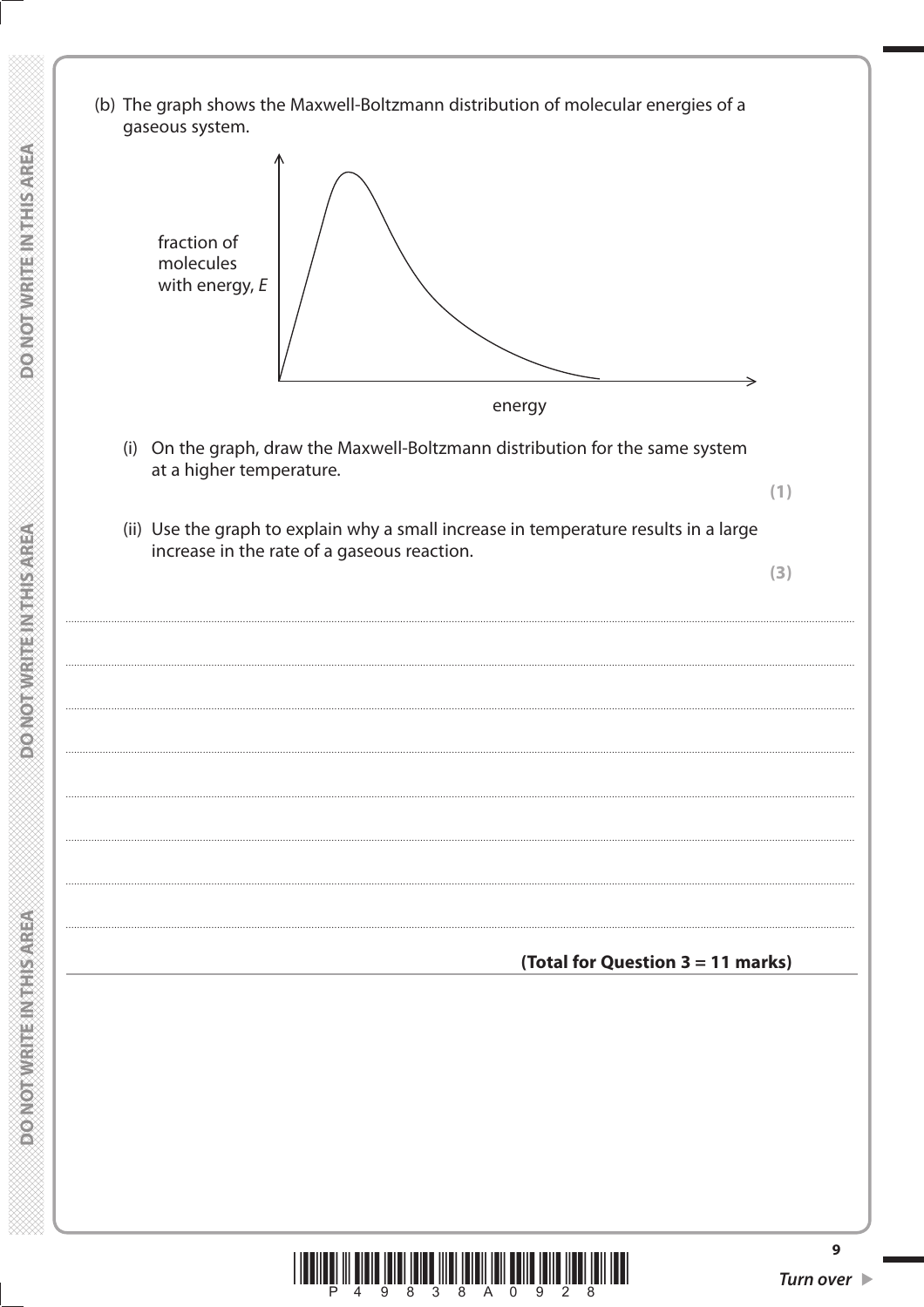(b) The graph shows the Maxwell-Boltzmann distribution of molecular energies of a gaseous system.

fraction of molecules with energy, $E$

energy

(i) On the graph, draw the Maxwell-Boltzmann distribution for the same system at a higher temperature.

**(1)**

(ii) Use the graph to explain why a small increase in temperature results in a large increase in the rate of a gaseous reaction.

**(3)**

..............................................................................................................................................................................................................

..............................................................................................................................................................................................................

..............................................................................................................................................................................................................

..............................................................................................................................................................................................................

..............................................................................................................................................................................................................

..............................................................................................................................................................................................................

..............................................................................................................................................................................................................

**(Total for Question 3 = 11 marks)**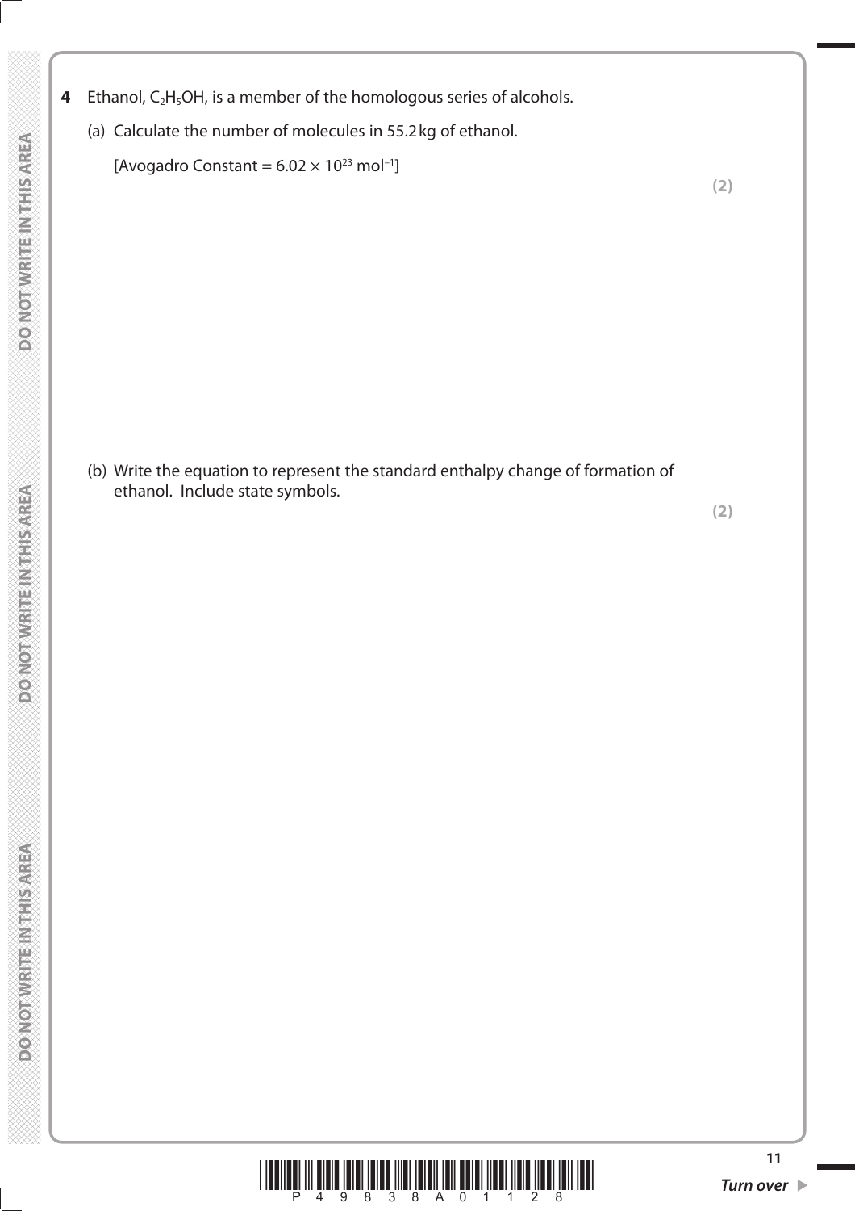**4** Ethanol, $C_2H_5OH$, is a member of the homologous series of alcohols.

(a) Calculate the number of molecules in 55.2 kg of ethanol.

[Avogadro Constant = $6.02 \times 10^{23}$ $mol^{-1}$]

**(2)**

(b) Write the equation to represent the standard enthalpy change of formation of ethanol. Include state symbols.

**(2)**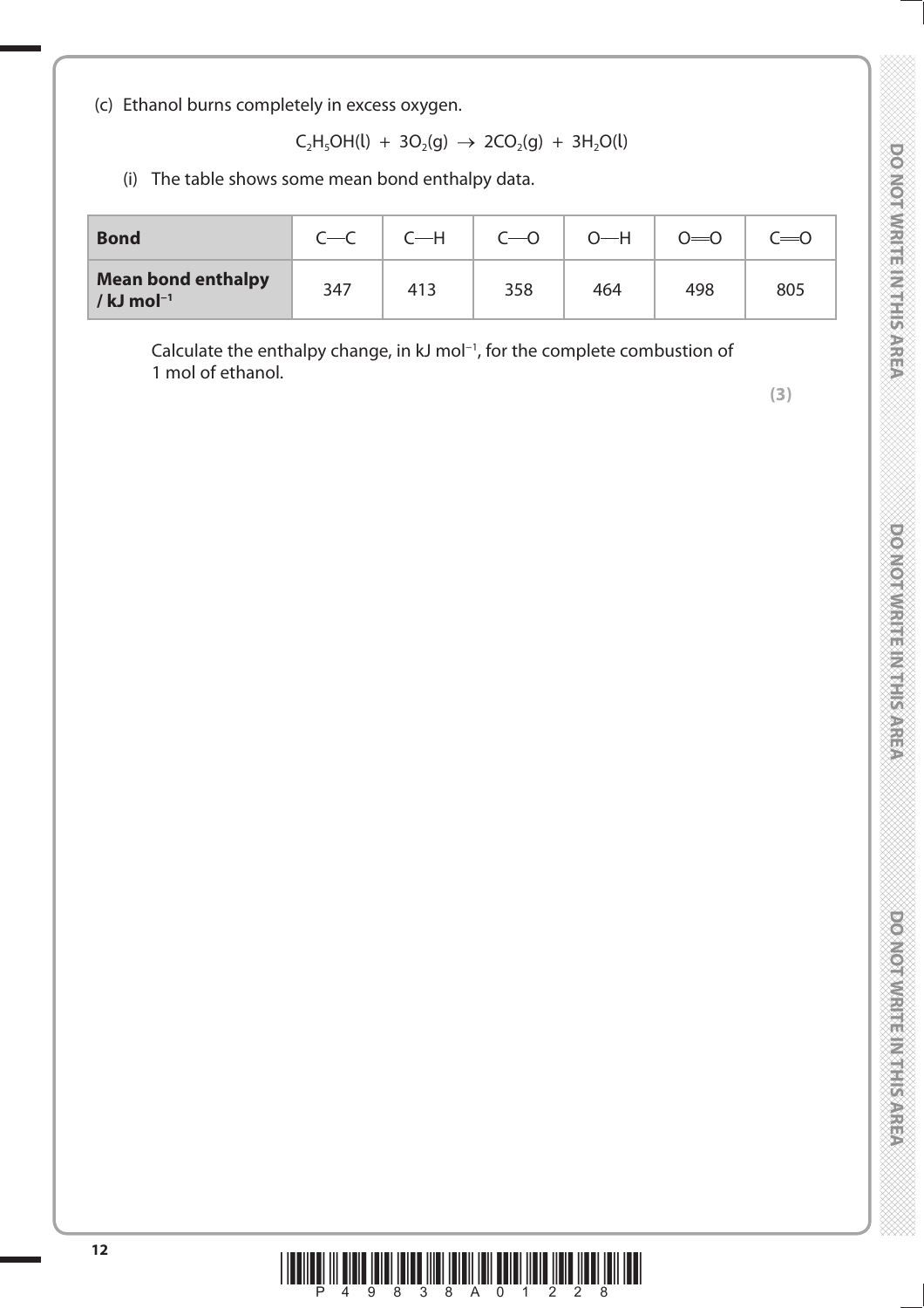(c) Ethanol burns completely in excess oxygen.

$$C_2H_5OH(l) + 3O_2(g) \rightarrow 2CO_2(g) + 3H_2O(l)$$

(i) The table shows some mean bond enthalpy data.

| **Bond** | C—C | C—H | C—O | O—H | O═O | C═O |
|---|---|---|---|---|---|---|
| **Mean bond enthalpy / kJ mol$^{-1}$** | 347 | 413 | 358 | 464 | 498 | 805 |

Calculate the enthalpy change, in kJ mol$^{-1}$, for the complete combustion of 1 mol of ethanol.

**(3)**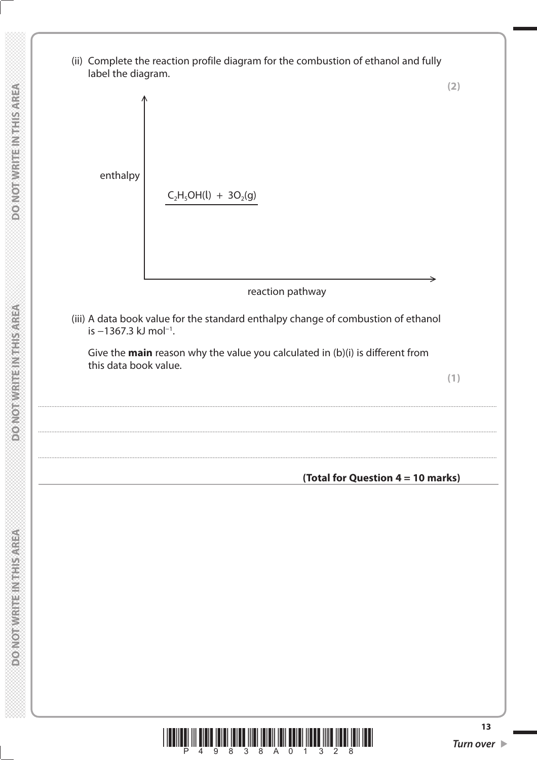(ii) Complete the reaction profile diagram for the combustion of ethanol and fully label the diagram.

**(2)**

enthalpy

$C_2H_5OH(l) + 3O_2(g)$

reaction pathway

(iii) A data book value for the standard enthalpy change of combustion of ethanol is $-1367.3$ kJ mol$^{-1}$.

Give the **main** reason why the value you calculated in (b)(i) is different from this data book value.

**(1)**

..............................................................................................................................................

..............................................................................................................................................

..............................................................................................................................................

**(Total for Question 4 = 10 marks)**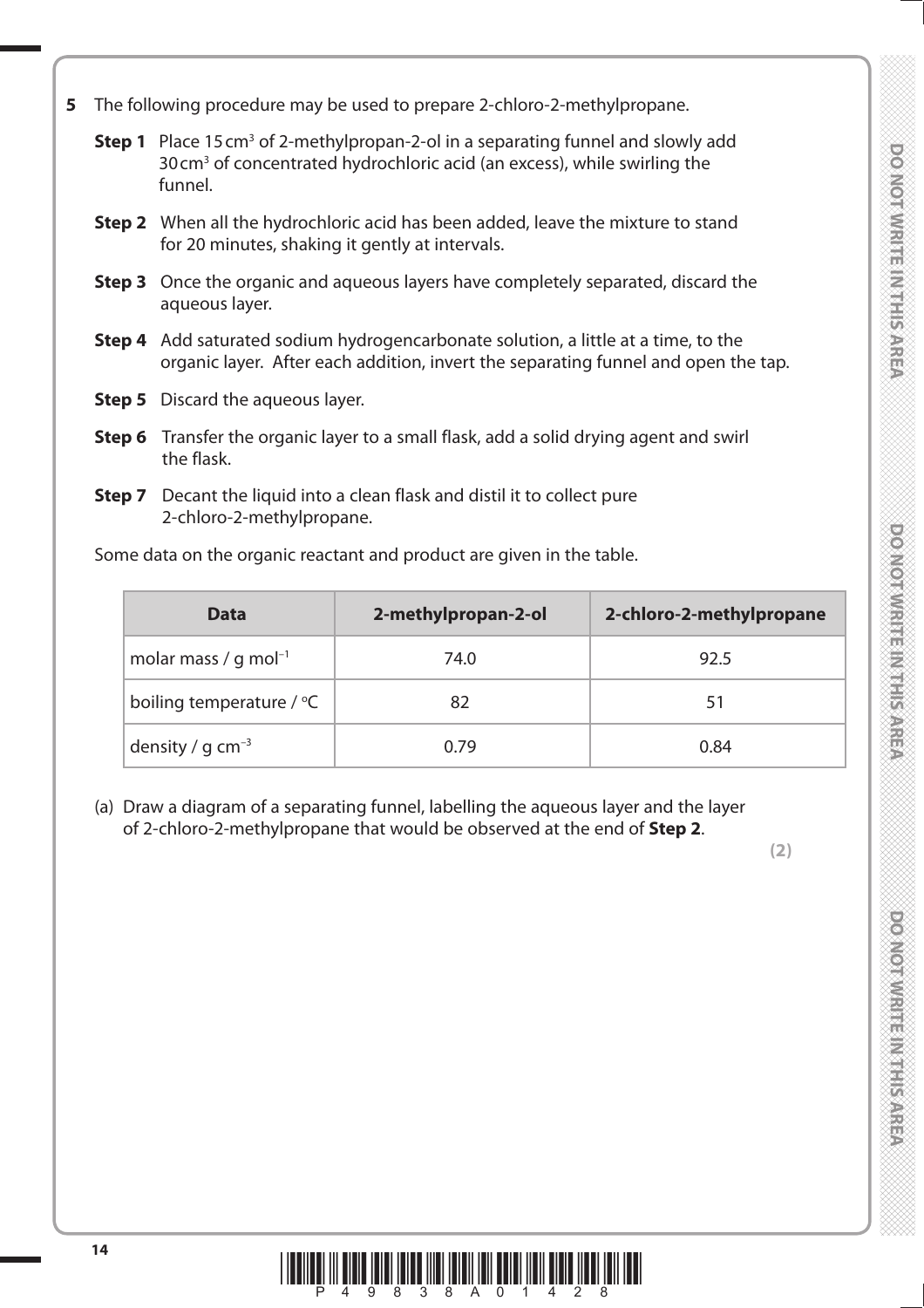**5** The following procedure may be used to prepare 2-chloro-2-methylpropane.

**Step 1** Place 15 $cm^3$ of 2-methylpropan-2-ol in a separating funnel and slowly add 30 $cm^3$ of concentrated hydrochloric acid (an excess), while swirling the funnel.

**Step 2** When all the hydrochloric acid has been added, leave the mixture to stand for 20 minutes, shaking it gently at intervals.

**Step 3** Once the organic and aqueous layers have completely separated, discard the aqueous layer.

**Step 4** Add saturated sodium hydrogencarbonate solution, a little at a time, to the organic layer. After each addition, invert the separating funnel and open the tap.

**Step 5** Discard the aqueous layer.

**Step 6** Transfer the organic layer to a small flask, add a solid drying agent and swirl the flask.

**Step 7** Decant the liquid into a clean flask and distil it to collect pure 2-chloro-2-methylpropane.

Some data on the organic reactant and product are given in the table.

| Data | 2-methylpropan-2-ol | 2-chloro-2-methylpropane |
|---|---|---|
| molar mass / g $mol^{-1}$ | 74.0 | 92.5 |
| boiling temperature / °C | 82 | 51 |
| density / g $cm^{-3}$ | 0.79 | 0.84 |

(a) Draw a diagram of a separating funnel, labelling the aqueous layer and the layer of 2-chloro-2-methylpropane that would be observed at the end of **Step 2**.

**(2)**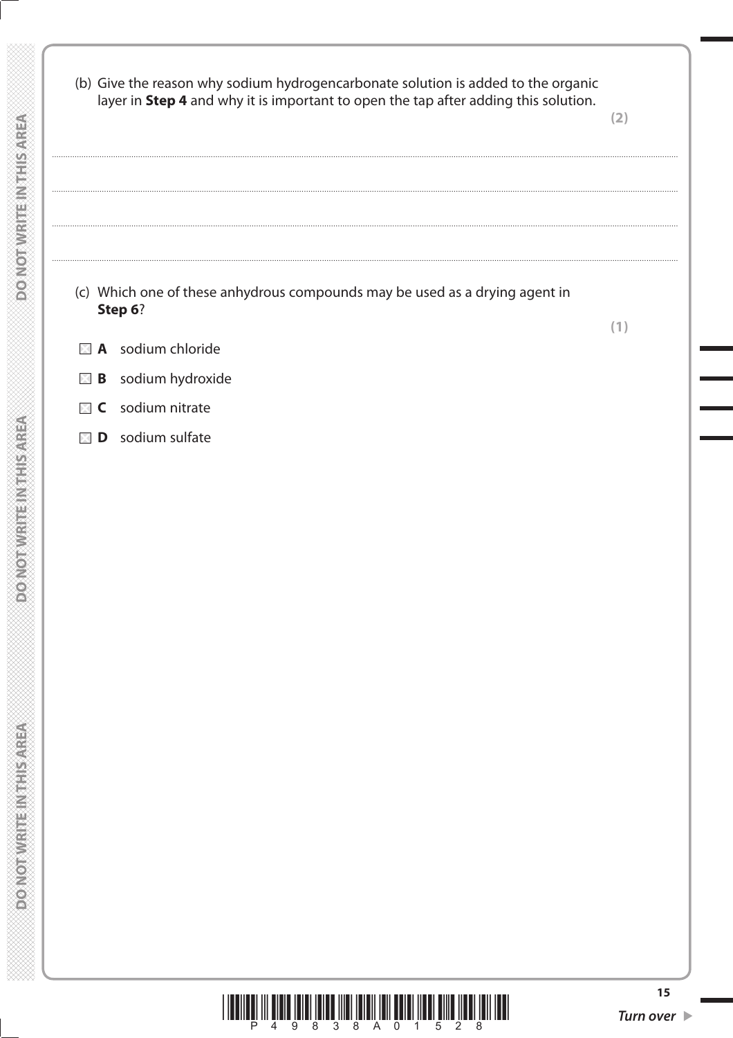(b) Give the reason why sodium hydrogencarbonate solution is added to the organic layer in **Step 4** and why it is important to open the tap after adding this solution.

**(2)**

.................................................................................................................................................

.................................................................................................................................................

.................................................................................................................................................

.................................................................................................................................................

(c) Which one of these anhydrous compounds may be used as a drying agent in **Step 6**?

**(1)**

- **A** sodium chloride
- **B** sodium hydroxide
- **C** sodium nitrate
- **D** sodium sulfate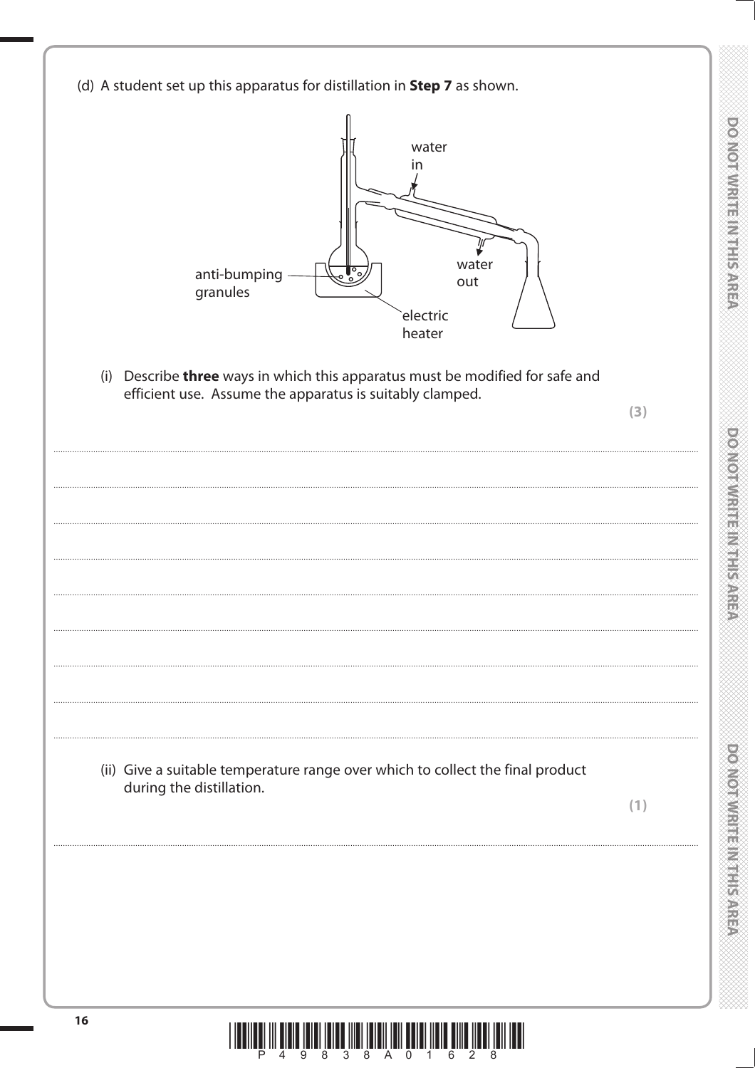(d) A student set up this apparatus for distillation in **Step 7** as shown.

water in

water out

anti-bumping granules

electric heater

(i) Describe **three** ways in which this apparatus must be modified for safe and efficient use. Assume the apparatus is suitably clamped.

**(3)**

(ii) Give a suitable temperature range over which to collect the final product during the distillation.

**(1)**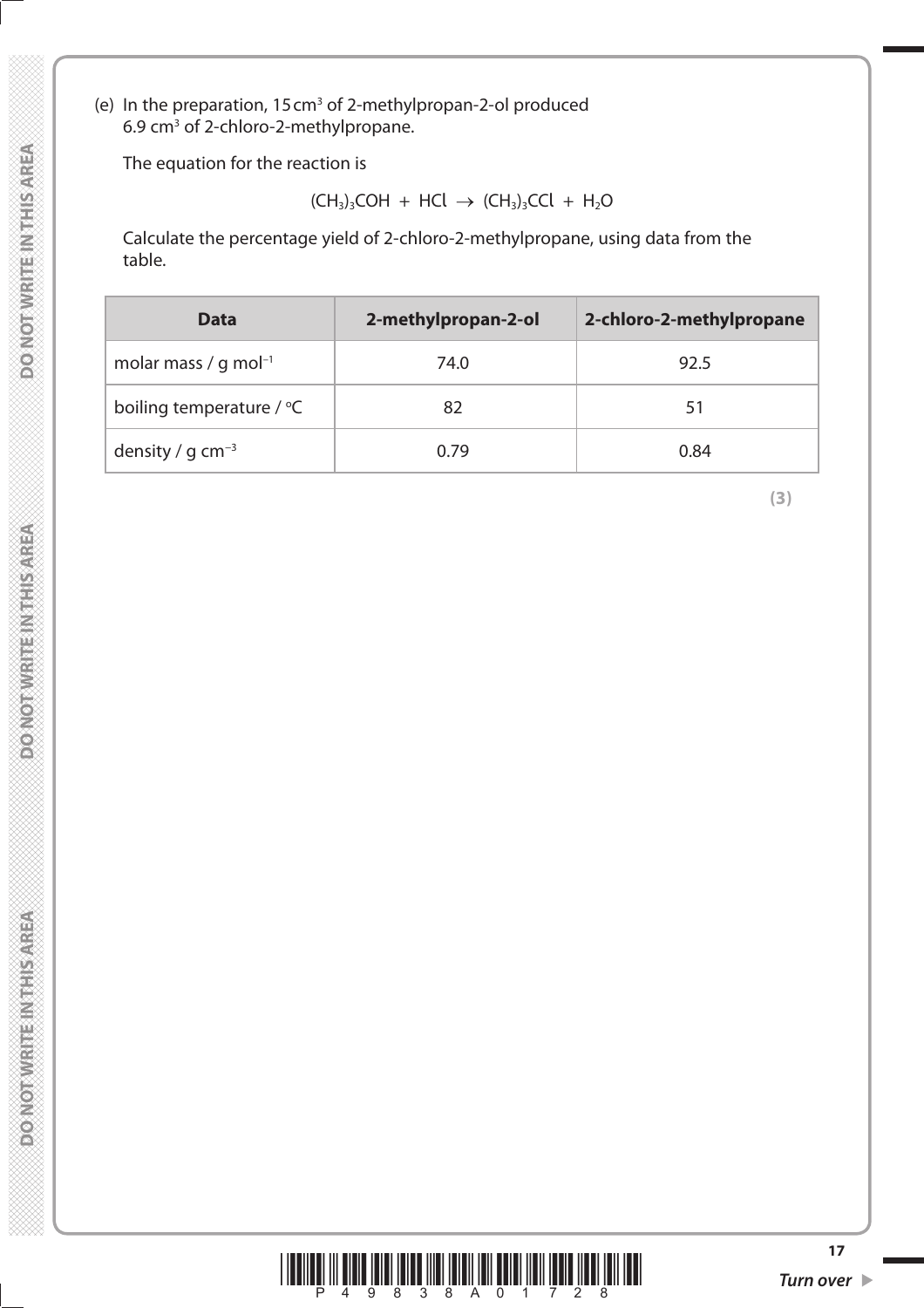(e) In the preparation, 15 cm$^3$ of 2-methylpropan-2-ol produced 6.9 cm$^3$ of 2-chloro-2-methylpropane.

The equation for the reaction is

$$(CH_3)_3COH + HCl \rightarrow (CH_3)_3CCl + H_2O$$

Calculate the percentage yield of 2-chloro-2-methylpropane, using data from the table.

| Data | 2-methylpropan-2-ol | 2-chloro-2-methylpropane |
| --- | --- | --- |
| molar mass / g mol$^{-1}$ | 74.0 | 92.5 |
| boiling temperature / °C | 82 | 51 |
| density / g cm$^{-3}$ | 0.79 | 0.84 |

**(3)**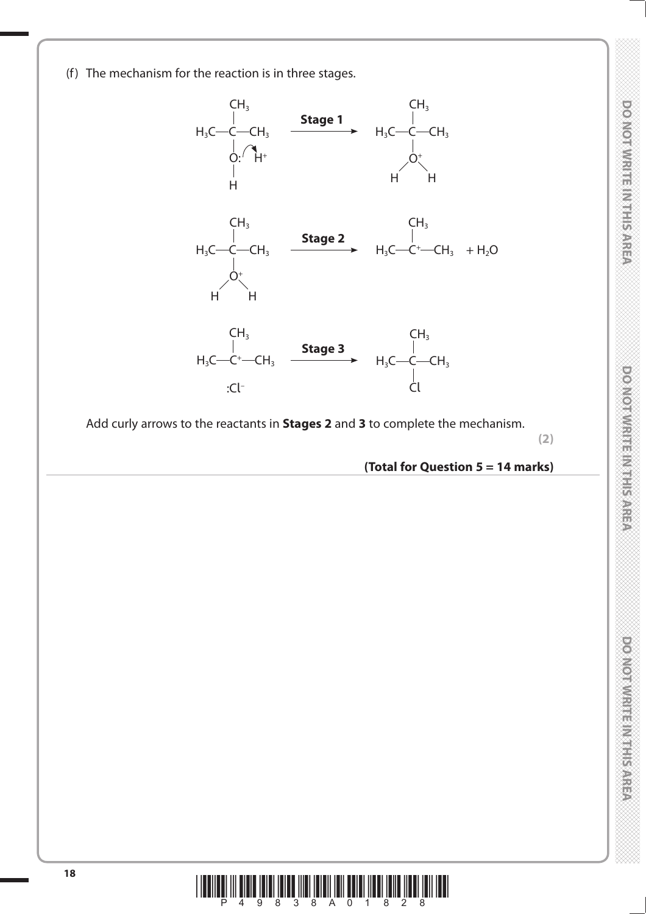(f) The mechanism for the reaction is in three stages.

**Stage 1**

$$(CH_3)_3C{-}\ddot{O}{-}H \;+\; H^+ \xrightarrow{\textbf{Stage 1}} (CH_3)_3C{-}O^+H_2$$

**Stage 2**

$$(CH_3)_3C{-}O^+H_2 \xrightarrow{\textbf{Stage 2}} (CH_3)_3C^+ \;+\; H_2O$$

**Stage 3**

$$(CH_3)_3C^+ \;\; :Cl^- \xrightarrow{\textbf{Stage 3}} (CH_3)_3C{-}Cl$$

Add curly arrows to the reactants in **Stages 2** and **3** to complete the mechanism.

**(2)**

**(Total for Question 5 = 14 marks)**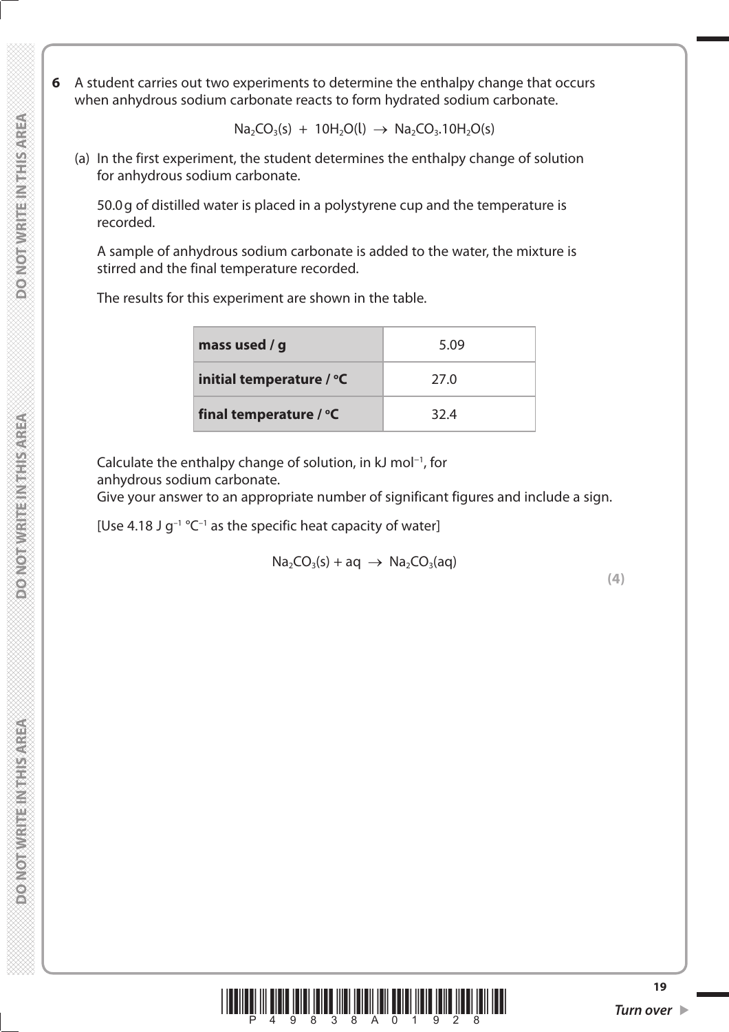**6** A student carries out two experiments to determine the enthalpy change that occurs when anhydrous sodium carbonate reacts to form hydrated sodium carbonate.

$$Na_2CO_3(s) \ + \ 10H_2O(l) \ \rightarrow \ Na_2CO_3.10H_2O(s)$$

(a) In the first experiment, the student determines the enthalpy change of solution for anhydrous sodium carbonate.

50.0 g of distilled water is placed in a polystyrene cup and the temperature is recorded.

A sample of anhydrous sodium carbonate is added to the water, the mixture is stirred and the final temperature recorded.

The results for this experiment are shown in the table.

| | |
|---|---|
| **mass used / g** | 5.09 |
| **initial temperature / °C** | 27.0 |
| **final temperature / °C** | 32.4 |

Calculate the enthalpy change of solution, in kJ $mol^{-1}$, for anhydrous sodium carbonate.
Give your answer to an appropriate number of significant figures and include a sign.

[Use 4.18 J $g^{-1}$ $°C^{-1}$ as the specific heat capacity of water]

$$Na_2CO_3(s) + aq \ \rightarrow \ Na_2CO_3(aq)$$

**(4)**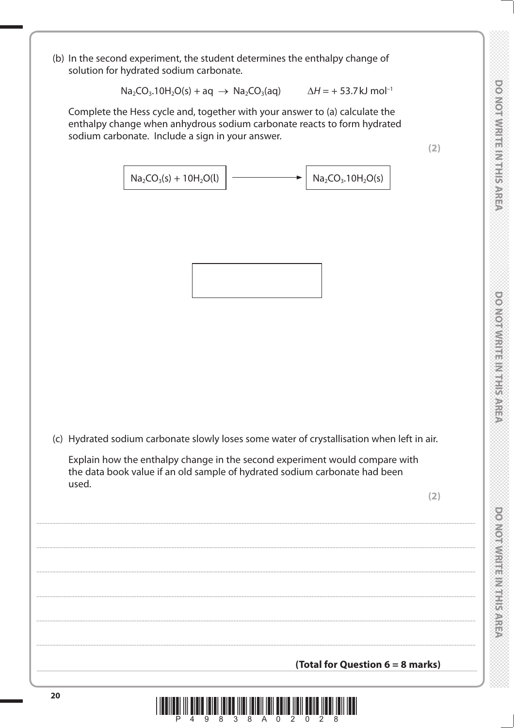(b) In the second experiment, the student determines the enthalpy change of solution for hydrated sodium carbonate.

$$Na_2CO_3.10H_2O(s) + aq \rightarrow Na_2CO_3(aq) \qquad \Delta H = +53.7\,kJ\,mol^{-1}$$

Complete the Hess cycle and, together with your answer to (a) calculate the enthalpy change when anhydrous sodium carbonate reacts to form hydrated sodium carbonate. Include a sign in your answer.

**(2)**

$Na_2CO_3(s) + 10H_2O(l)$ ⟶ $Na_2CO_3.10H_2O(s)$

[ ]

(c) Hydrated sodium carbonate slowly loses some water of crystallisation when left in air.

Explain how the enthalpy change in the second experiment would compare with the data book value if an old sample of hydrated sodium carbonate had been used.

**(2)**

..........................................................................................................................................................................................

..........................................................................................................................................................................................

..........................................................................................................................................................................................

..........................................................................................................................................................................................

..........................................................................................................................................................................................

..........................................................................................................................................................................................

**(Total for Question 6 = 8 marks)**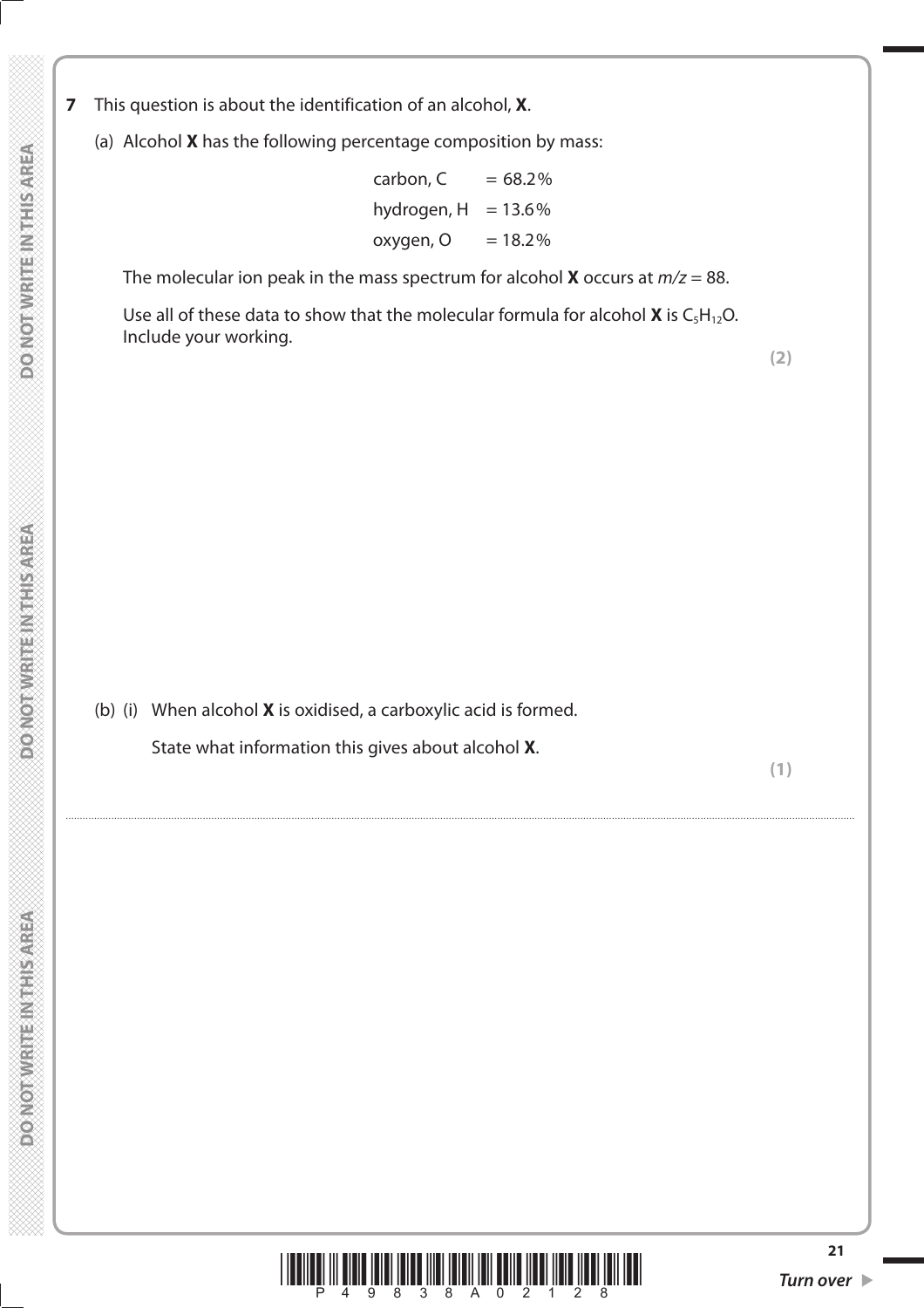**7** This question is about the identification of an alcohol, **X**.

(a) Alcohol **X** has the following percentage composition by mass:

carbon, C = 68.2%

hydrogen, H = 13.6%

oxygen, O = 18.2%

The molecular ion peak in the mass spectrum for alcohol **X** occurs at $m/z$ = 88.

Use all of these data to show that the molecular formula for alcohol **X** is $C_5H_{12}O$. Include your working.

**(2)**

(b) (i) When alcohol **X** is oxidised, a carboxylic acid is formed.

State what information this gives about alcohol **X**.

**(1)**

.......................................................................................................................................................................................................................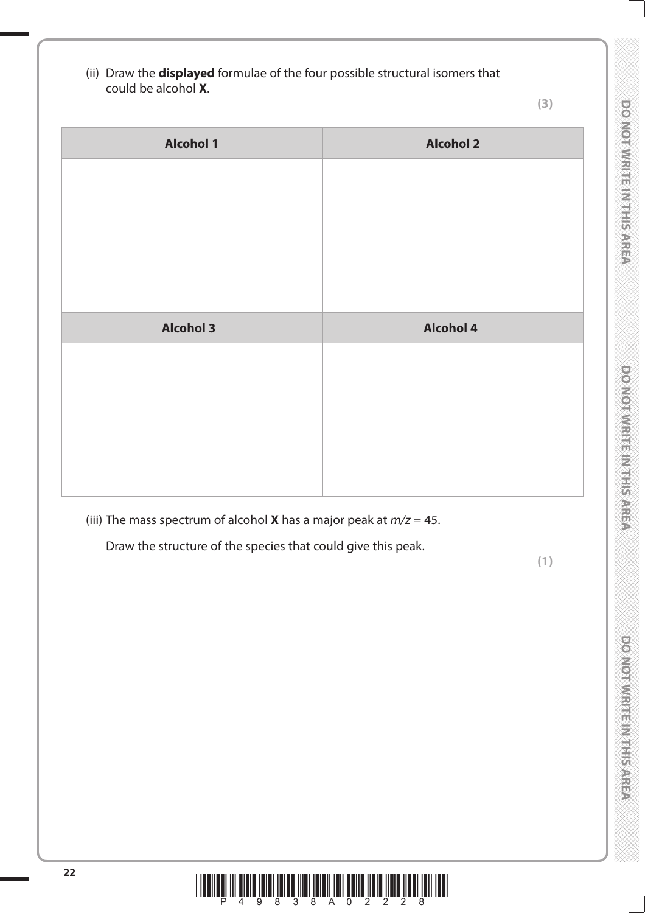(ii) Draw the **displayed** formulae of the four possible structural isomers that could be alcohol **X**.

**(3)**

| Alcohol 1 | Alcohol 2 |
|---|---|
| | |

| Alcohol 3 | Alcohol 4 |
|---|---|
| | |

(iii) The mass spectrum of alcohol **X** has a major peak at $m/z = 45$.

Draw the structure of the species that could give this peak.

**(1)**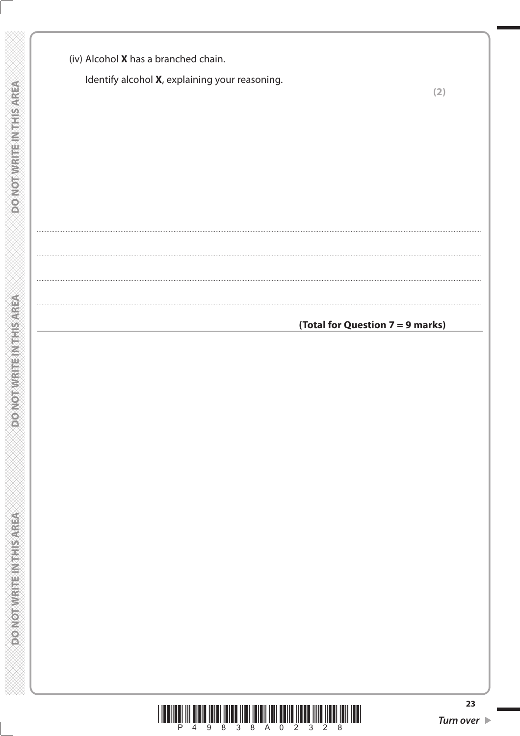(iv) Alcohol **X** has a branched chain.

Identify alcohol **X**, explaining your reasoning.

**(2)**

**(Total for Question 7 = 9 marks)**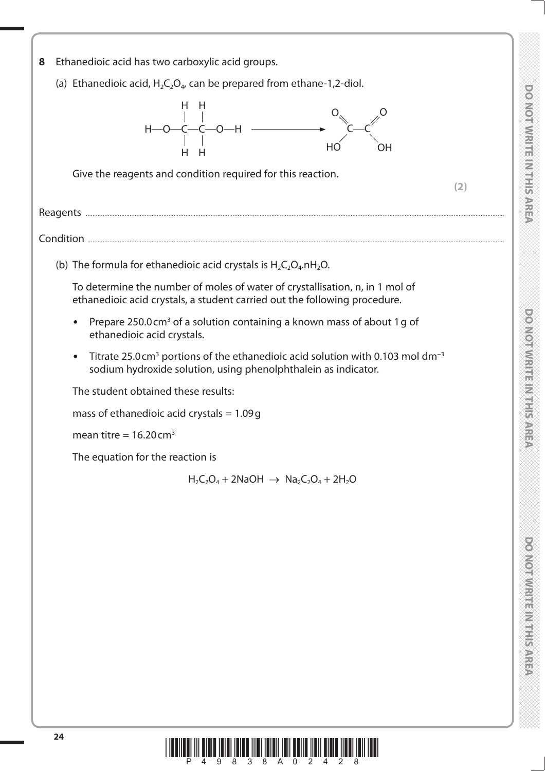**8** Ethanedioic acid has two carboxylic acid groups.

(a) Ethanedioic acid, $H_2C_2O_4$, can be prepared from ethane-1,2-diol.

$$\mathrm{HOCH_2CH_2OH} \longrightarrow \mathrm{HOOC{-}COOH}$$

Give the reagents and condition required for this reaction.

**(2)**

Reagents ..............................................................................................................................................

Condition ..............................................................................................................................................

(b) The formula for ethanedioic acid crystals is $H_2C_2O_4.nH_2O$.

To determine the number of moles of water of crystallisation, n, in 1 mol of ethanedioic acid crystals, a student carried out the following procedure.

- Prepare 250.0 $cm^3$ of a solution containing a known mass of about 1 g of ethanedioic acid crystals.
- Titrate 25.0 $cm^3$ portions of the ethanedioic acid solution with 0.103 mol $dm^{-3}$ sodium hydroxide solution, using phenolphthalein as indicator.

The student obtained these results:

mass of ethanedioic acid crystals = 1.09 g

mean titre = 16.20 $cm^3$

The equation for the reaction is

$$H_2C_2O_4 + 2NaOH \rightarrow Na_2C_2O_4 + 2H_2O$$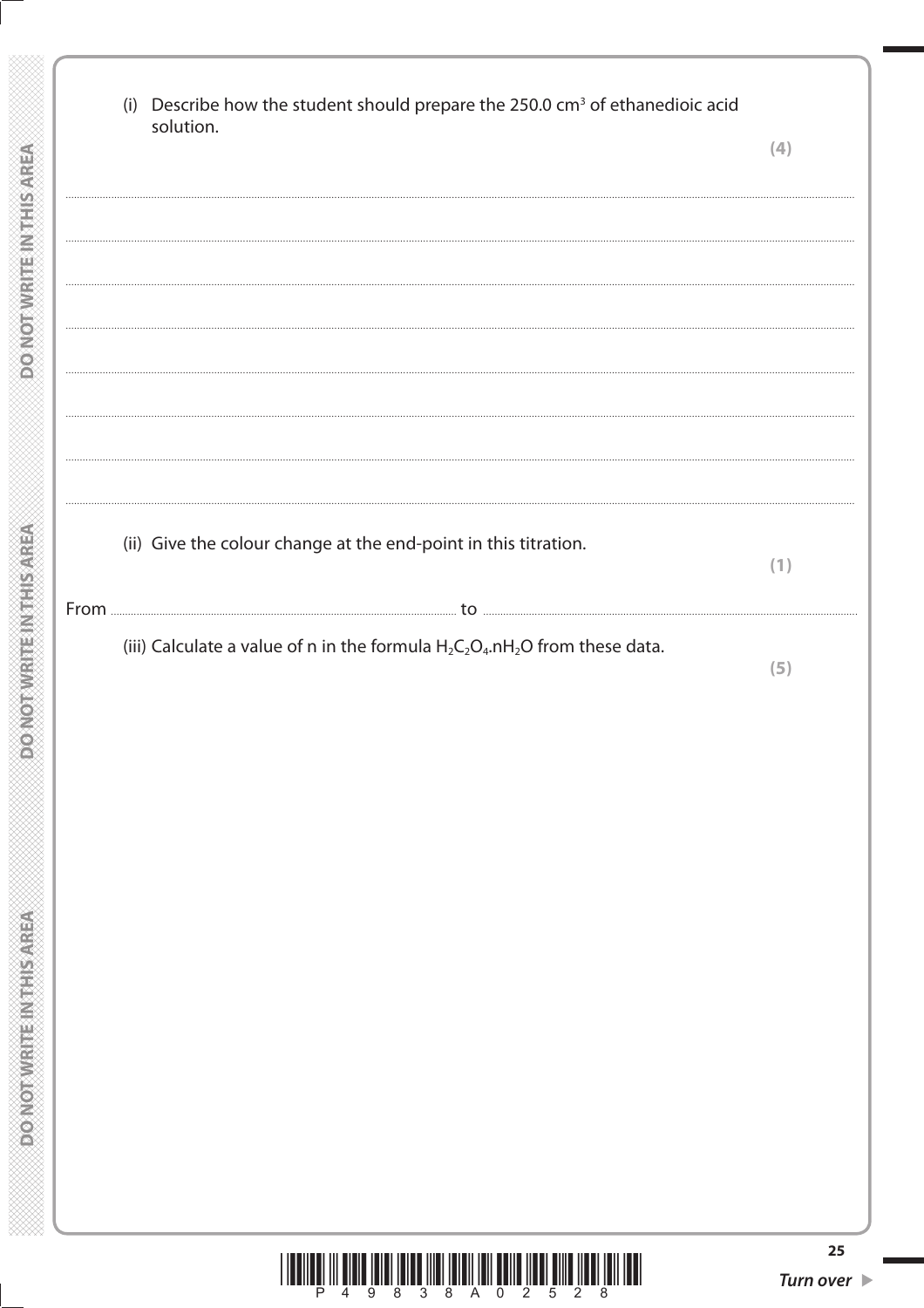(i) Describe how the student should prepare the 250.0 $cm^3$ of ethanedioic acid solution.

**(4)**

(ii) Give the colour change at the end-point in this titration.

**(1)**

From ............................................ to ............................................

(iii) Calculate a value of n in the formula $H_2C_2O_4.nH_2O$ from these data.

**(5)**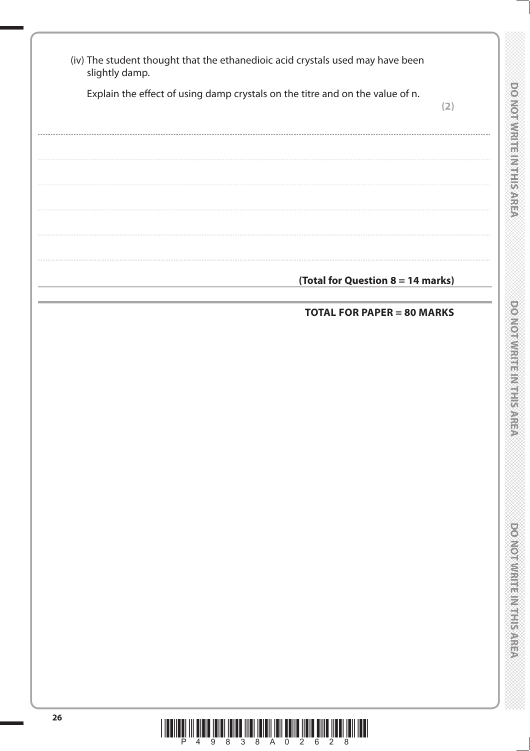(iv) The student thought that the ethanedioic acid crystals used may have been slightly damp.

Explain the effect of using damp crystals on the titre and on the value of n.

**(2)**

.......................................................................................................................................................................................................................

.......................................................................................................................................................................................................................

.......................................................................................................................................................................................................................

.......................................................................................................................................................................................................................

.......................................................................................................................................................................................................................

**(Total for Question 8 = 14 marks)**

**TOTAL FOR PAPER = 80 MARKS**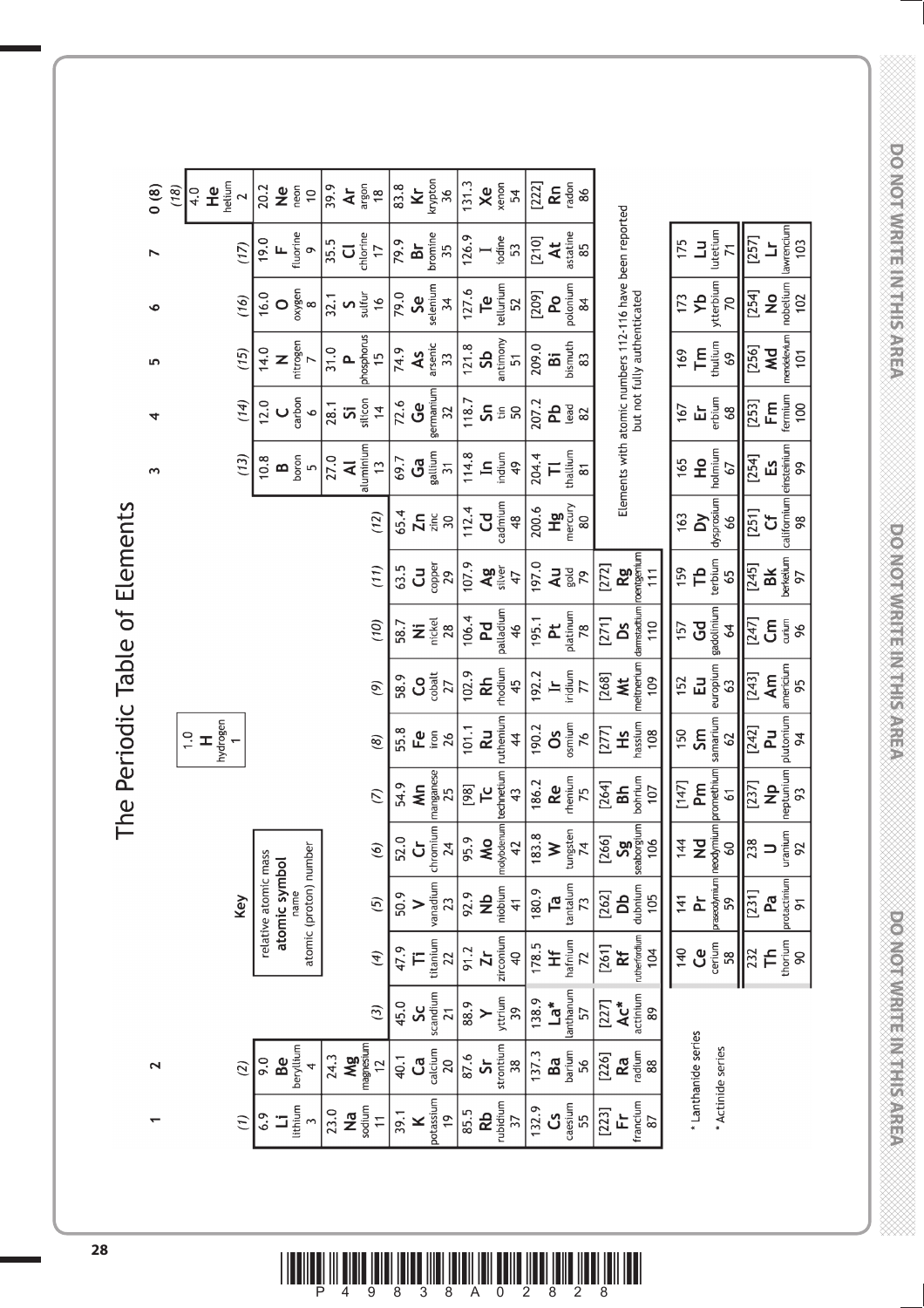# The Periodic Table of Elements

**Key**

relative atomic mass
**atomic symbol**
name
atomic (proton) number

| 1 (1) | 2 (2) | (3) | (4) | (5) | (6) | (7) | (8) | (9) | (10) | (11) | (12) | 3 (13) | 4 (14) | 5 (15) | 6 (16) | 7 (17) | 0 (8) (18) |
|---|---|---|---|---|---|---|---|---|---|---|---|---|---|---|---|---|---|
| | | | | | | | 1.0 **H** hydrogen 1 | | | | | | | | | | 4.0 **He** helium 2 |
| 6.9 **Li** lithium 3 | 9.0 **Be** beryllium 4 | | | | | | | | | | | 10.8 **B** boron 5 | 12.0 **C** carbon 6 | 14.0 **N** nitrogen 7 | 16.0 **O** oxygen 8 | 19.0 **F** fluorine 9 | 20.2 **Ne** neon 10 |
| 23.0 **Na** sodium 11 | 24.3 **Mg** magnesium 12 | | | | | | | | | | | 27.0 **Al** aluminium 13 | 28.1 **Si** silicon 14 | 31.0 **P** phosphorus 15 | 32.1 **S** sulfur 16 | 35.5 **Cl** chlorine 17 | 39.9 **Ar** argon 18 |
| 39.1 **K** potassium 19 | 40.1 **Ca** calcium 20 | 45.0 **Sc** scandium 21 | 47.9 **Ti** titanium 22 | 50.9 **V** vanadium 23 | 52.0 **Cr** chromium 24 | 54.9 **Mn** manganese 25 | 55.8 **Fe** iron 26 | 58.9 **Co** cobalt 27 | 58.7 **Ni** nickel 28 | 63.5 **Cu** copper 29 | 65.4 **Zn** zinc 30 | 69.7 **Ga** gallium 31 | 72.6 **Ge** germanium 32 | 74.9 **As** arsenic 33 | 79.0 **Se** selenium 34 | 79.9 **Br** bromine 35 | 83.8 **Kr** krypton 36 |
| 85.5 **Rb** rubidium 37 | 87.6 **Sr** strontium 38 | 88.9 **Y** yttrium 39 | 91.2 **Zr** zirconium 40 | 92.9 **Nb** niobium 41 | 95.9 **Mo** molybdenum 42 | [98] **Tc** technetium 43 | 101.1 **Ru** ruthenium 44 | 102.9 **Rh** rhodium 45 | 106.4 **Pd** palladium 46 | 107.9 **Ag** silver 47 | 112.4 **Cd** cadmium 48 | 114.8 **In** indium 49 | 118.7 **Sn** tin 50 | 121.8 **Sb** antimony 51 | 127.6 **Te** tellurium 52 | 126.9 **I** iodine 53 | 131.3 **Xe** xenon 54 |
| 132.9 **Cs** caesium 55 | 137.3 **Ba** barium 56 | 138.9 **La*** lanthanum 57 | 178.5 **Hf** hafnium 72 | 180.9 **Ta** tantalum 73 | 183.8 **W** tungsten 74 | 186.2 **Re** rhenium 75 | 190.2 **Os** osmium 76 | 192.2 **Ir** iridium 77 | 195.1 **Pt** platinum 78 | 197.0 **Au** gold 79 | 200.6 **Hg** mercury 80 | 204.4 **Tl** thallium 81 | 207.2 **Pb** lead 82 | 209.0 **Bi** bismuth 83 | [209] **Po** polonium 84 | [210] **At** astatine 85 | [222] **Rn** radon 86 |
| [223] **Fr** francium 87 | [226] **Ra** radium 88 | [227] **Ac*** actinium 89 | [261] **Rf** rutherfordium 104 | [262] **Db** dubnium 105 | [266] **Sg** seaborgium 106 | [264] **Bh** bohrium 107 | [277] **Hs** hassium 108 | [268] **Mt** meitnerium 109 | [271] **Ds** darmstadtium 110 | [272] **Rg** roentgenium 111 | | | | | | | |

Elements with atomic numbers 112-116 have been reported but not fully authenticated

| | | | | | | | | | | | | | | |
|---|---|---|---|---|---|---|---|---|---|---|---|---|---|---|
| * Lanthanide series | 140 **Ce** cerium 58 | 141 **Pr** praseodymium 59 | 144 **Nd** neodymium 60 | [147] **Pm** promethium 61 | 150 **Sm** samarium 62 | 152 **Eu** europium 63 | 157 **Gd** gadolinium 64 | 159 **Tb** terbium 65 | 163 **Dy** dysprosium 66 | 165 **Ho** holmium 67 | 167 **Er** erbium 68 | 169 **Tm** thulium 69 | 173 **Yb** ytterbium 70 | 175 **Lu** lutetium 71 |
| * Actinide series | 232 **Th** thorium 90 | [231] **Pa** protactinium 91 | 238 **U** uranium 92 | [237] **Np** neptunium 93 | [242] **Pu** plutonium 94 | [243] **Am** americium 95 | [247] **Cm** curium 96 | [245] **Bk** berkelium 97 | [251] **Cf** californium 98 | [254] **Es** einsteinium 99 | [253] **Fm** fermium 100 | [256] **Md** mendelevium 101 | [254] **No** nobelium 102 | [257] **Lr** lawrencium 103 |